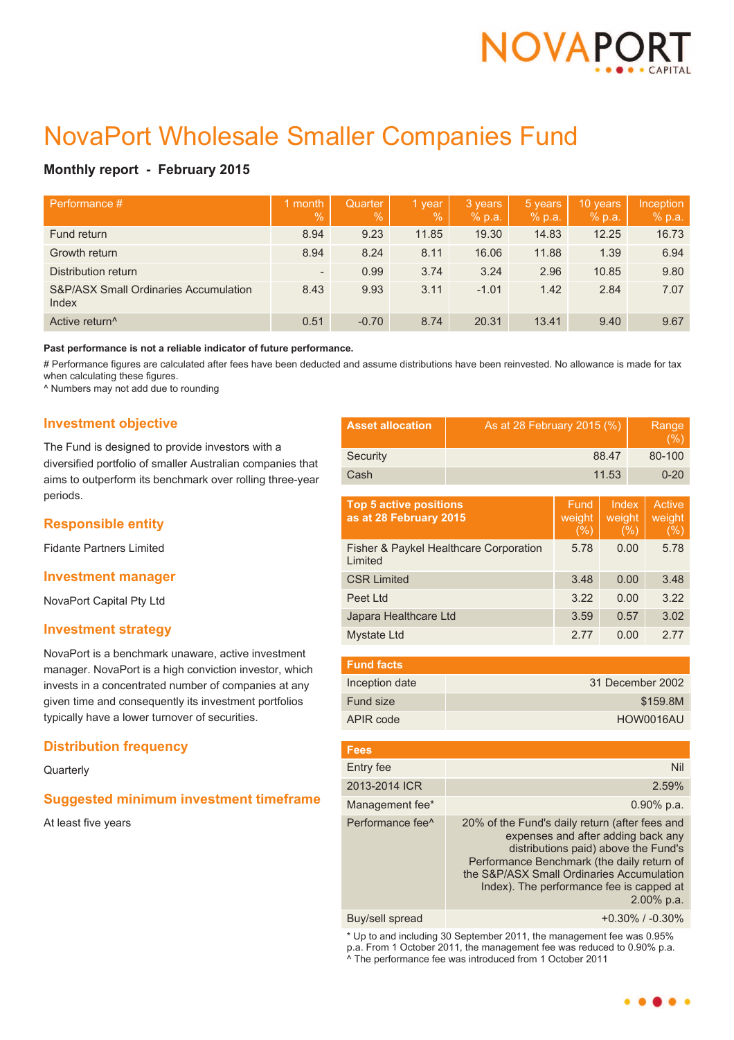# NovaPort Wholesale Smaller Companies Fund

### Monthly report - February 2015

| Performance # | 1 month % | Quarter % | 1 year % | 3 years % p.a. | 5 years % p.a. | 10 years % p.a. | Inception % p.a. |
|---|---|---|---|---|---|---|---|
| Fund return | 8.94 | 9.23 | 11.85 | 19.30 | 14.83 | 12.25 | 16.73 |
| Growth return | 8.94 | 8.24 | 8.11 | 16.06 | 11.88 | 1.39 | 6.94 |
| Distribution return | - | 0.99 | 3.74 | 3.24 | 2.96 | 10.85 | 9.80 |
| S&P/ASX Small Ordinaries Accumulation Index | 8.43 | 9.93 | 3.11 | -1.01 | 1.42 | 2.84 | 7.07 |
| Active return^ | 0.51 | -0.70 | 8.74 | 20.31 | 13.41 | 9.40 | 9.67 |

**Past performance is not a reliable indicator of future performance.**

# Performance figures are calculated after fees have been deducted and assume distributions have been reinvested. No allowance is made for tax when calculating these figures.

^ Numbers may not add due to rounding

## Investment objective

The Fund is designed to provide investors with a diversified portfolio of smaller Australian companies that aims to outperform its benchmark over rolling three-year periods.

## Responsible entity

Fidante Partners Limited

## Investment manager

NovaPort Capital Pty Ltd

## Investment strategy

NovaPort is a benchmark unaware, active investment manager. NovaPort is a high conviction investor, which invests in a concentrated number of companies at any given time and consequently its investment portfolios typically have a lower turnover of securities.

## Distribution frequency

Quarterly

## Suggested minimum investment timeframe

At least five years

| Asset allocation | As at 28 February 2015 (%) | Range (%) |
|---|---|---|
| Security | 88.47 | 80-100 |
| Cash | 11.53 | 0-20 |

| Top 5 active positions as at 28 February 2015 | Fund weight (%) | Index weight (%) | Active weight (%) |
|---|---|---|---|
| Fisher & Paykel Healthcare Corporation Limited | 5.78 | 0.00 | 5.78 |
| CSR Limited | 3.48 | 0.00 | 3.48 |
| Peet Ltd | 3.22 | 0.00 | 3.22 |
| Japara Healthcare Ltd | 3.59 | 0.57 | 3.02 |
| Mystate Ltd | 2.77 | 0.00 | 2.77 |

| Fund facts | |
|---|---|
| Inception date | 31 December 2002 |
| Fund size | $159.8M |
| APIR code | HOW0016AU |

| Fees | |
|---|---|
| Entry fee | Nil |
| 2013-2014 ICR | 2.59% |
| Management fee* | 0.90% p.a. |
| Performance fee^ | 20% of the Fund's daily return (after fees and expenses and after adding back any distributions paid) above the Fund's Performance Benchmark (the daily return of the S&P/ASX Small Ordinaries Accumulation Index). The performance fee is capped at 2.00% p.a. |
| Buy/sell spread | +0.30% / -0.30% |

* Up to and including 30 September 2011, the management fee was 0.95% p.a. From 1 October 2011, the management fee was reduced to 0.90% p.a.

^ The performance fee was introduced from 1 October 2011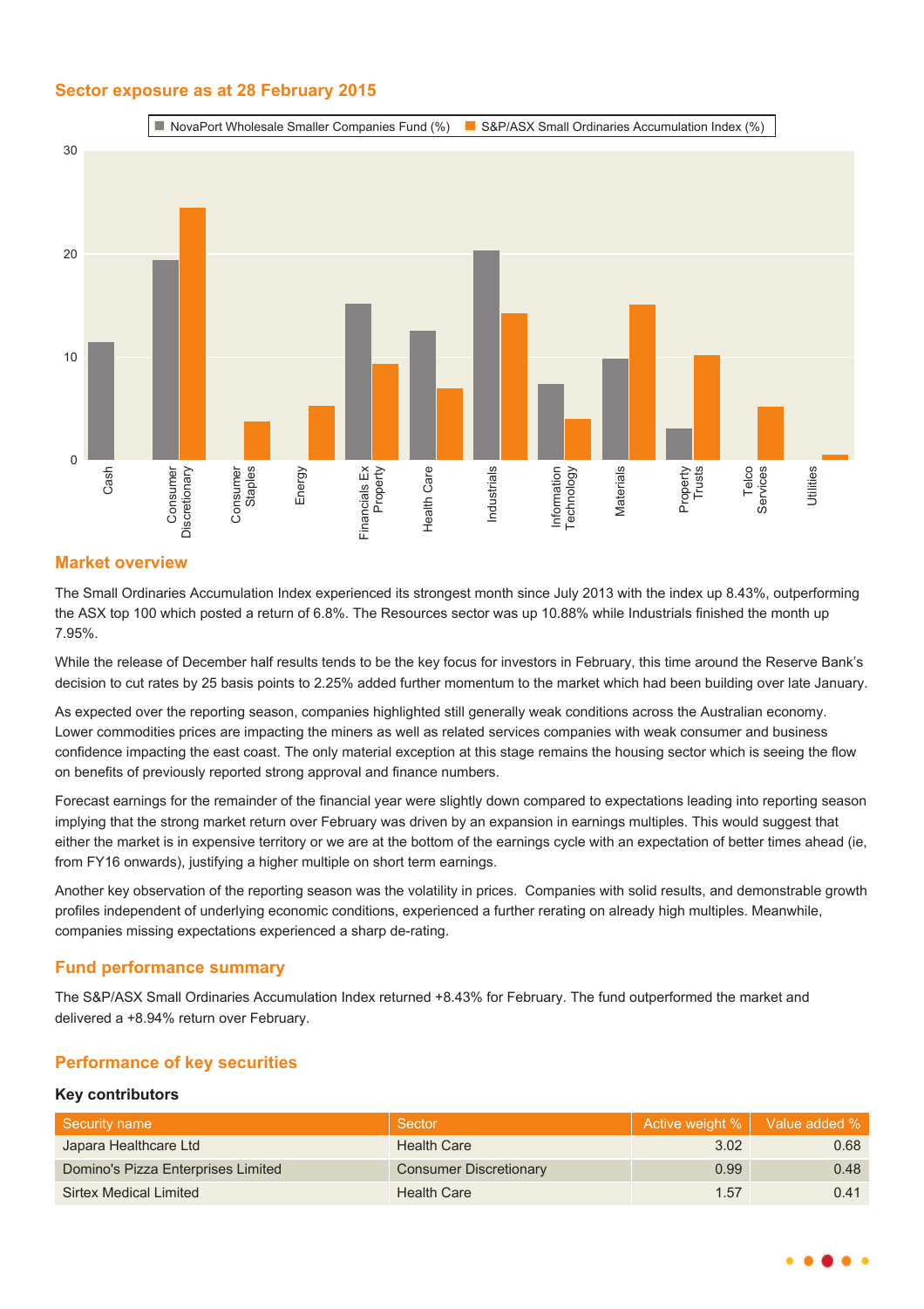## Sector exposure as at 28 February 2015

## Market overview

The Small Ordinaries Accumulation Index experienced its strongest month since July 2013 with the index up 8.43%, outperforming the ASX top 100 which posted a return of 6.8%. The Resources sector was up 10.88% while Industrials finished the month up 7.95%.

While the release of December half results tends to be the key focus for investors in February, this time around the Reserve Bank's decision to cut rates by 25 basis points to 2.25% added further momentum to the market which had been building over late January.

As expected over the reporting season, companies highlighted still generally weak conditions across the Australian economy. Lower commodities prices are impacting the miners as well as related services companies with weak consumer and business confidence impacting the east coast. The only material exception at this stage remains the housing sector which is seeing the flow on benefits of previously reported strong approval and finance numbers.

Forecast earnings for the remainder of the financial year were slightly down compared to expectations leading into reporting season implying that the strong market return over February was driven by an expansion in earnings multiples. This would suggest that either the market is in expensive territory or we are at the bottom of the earnings cycle with an expectation of better times ahead (ie, from FY16 onwards), justifying a higher multiple on short term earnings.

Another key observation of the reporting season was the volatility in prices. Companies with solid results, and demonstrable growth profiles independent of underlying economic conditions, experienced a further rerating on already high multiples. Meanwhile, companies missing expectations experienced a sharp de-rating.

## Fund performance summary

The S&P/ASX Small Ordinaries Accumulation Index returned +8.43% for February. The fund outperformed the market and delivered a +8.94% return over February.

## Performance of key securities

### Key contributors

| Security name | Sector | Active weight % | Value added % |
|---|---|---|---|
| Japara Healthcare Ltd | Health Care | 3.02 | 0.68 |
| Domino's Pizza Enterprises Limited | Consumer Discretionary | 0.99 | 0.48 |
| Sirtex Medical Limited | Health Care | 1.57 | 0.41 |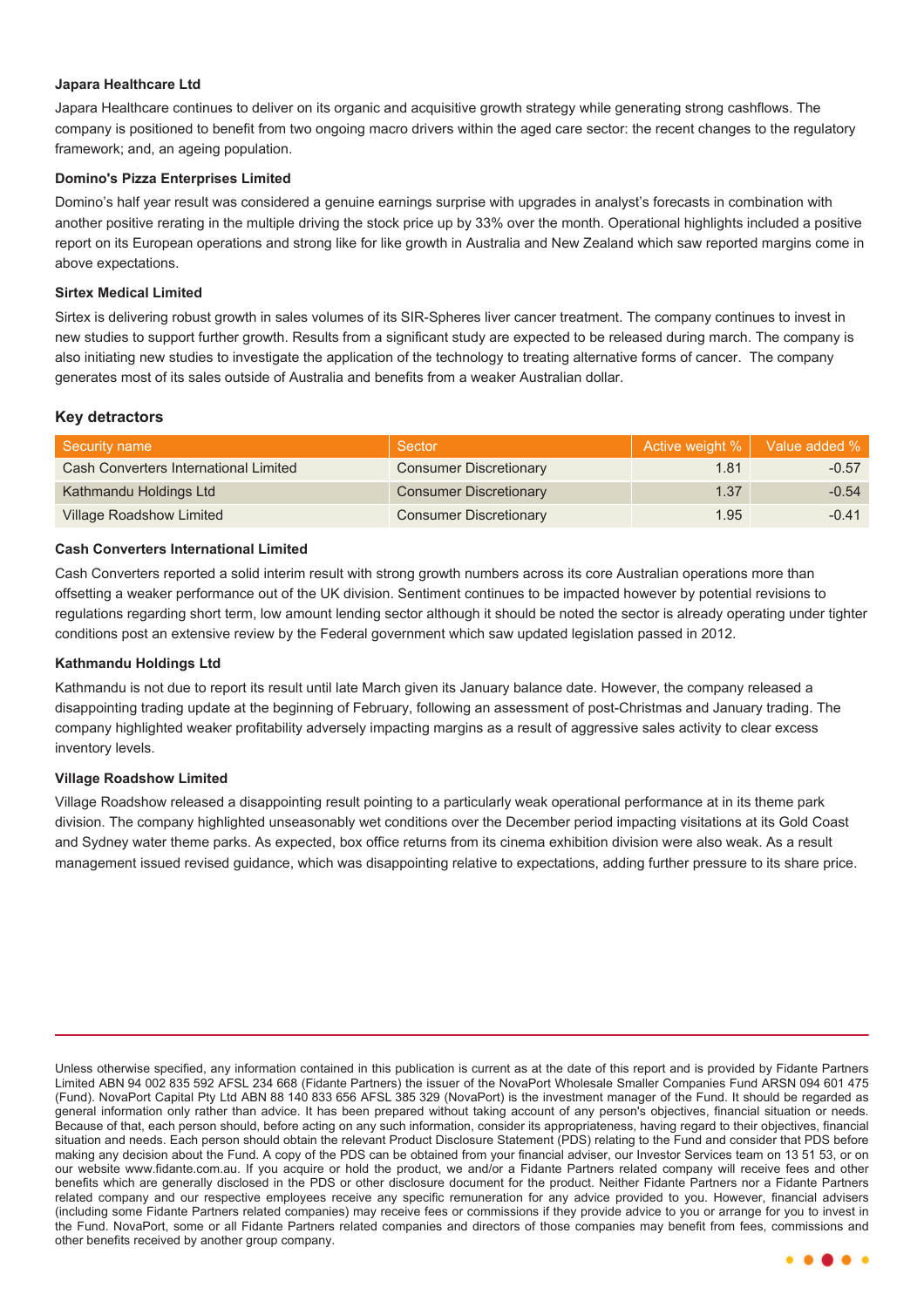**Japara Healthcare Ltd**

Japara Healthcare continues to deliver on its organic and acquisitive growth strategy while generating strong cashflows. The company is positioned to benefit from two ongoing macro drivers within the aged care sector: the recent changes to the regulatory framework; and, an ageing population.

**Domino's Pizza Enterprises Limited**

Domino's half year result was considered a genuine earnings surprise with upgrades in analyst's forecasts in combination with another positive rerating in the multiple driving the stock price up by 33% over the month. Operational highlights included a positive report on its European operations and strong like for like growth in Australia and New Zealand which saw reported margins come in above expectations.

**Sirtex Medical Limited**

Sirtex is delivering robust growth in sales volumes of its SIR-Spheres liver cancer treatment. The company continues to invest in new studies to support further growth. Results from a significant study are expected to be released during march. The company is also initiating new studies to investigate the application of the technology to treating alternative forms of cancer. The company generates most of its sales outside of Australia and benefits from a weaker Australian dollar.

## Key detractors

| Security name | Sector | Active weight % | Value added % |
|---|---|---|---|
| Cash Converters International Limited | Consumer Discretionary | 1.81 | -0.57 |
| Kathmandu Holdings Ltd | Consumer Discretionary | 1.37 | -0.54 |
| Village Roadshow Limited | Consumer Discretionary | 1.95 | -0.41 |

**Cash Converters International Limited**

Cash Converters reported a solid interim result with strong growth numbers across its core Australian operations more than offsetting a weaker performance out of the UK division. Sentiment continues to be impacted however by potential revisions to regulations regarding short term, low amount lending sector although it should be noted the sector is already operating under tighter conditions post an extensive review by the Federal government which saw updated legislation passed in 2012.

**Kathmandu Holdings Ltd**

Kathmandu is not due to report its result until late March given its January balance date. However, the company released a disappointing trading update at the beginning of February, following an assessment of post-Christmas and January trading. The company highlighted weaker profitability adversely impacting margins as a result of aggressive sales activity to clear excess inventory levels.

**Village Roadshow Limited**

Village Roadshow released a disappointing result pointing to a particularly weak operational performance at in its theme park division. The company highlighted unseasonably wet conditions over the December period impacting visitations at its Gold Coast and Sydney water theme parks. As expected, box office returns from its cinema exhibition division were also weak. As a result management issued revised guidance, which was disappointing relative to expectations, adding further pressure to its share price.

---

Unless otherwise specified, any information contained in this publication is current as at the date of this report and is provided by Fidante Partners Limited ABN 94 002 835 592 AFSL 234 668 (Fidante Partners) the issuer of the NovaPort Wholesale Smaller Companies Fund ARSN 094 601 475 (Fund). NovaPort Capital Pty Ltd ABN 88 140 833 656 AFSL 385 329 (NovaPort) is the investment manager of the Fund. It should be regarded as general information only rather than advice. It has been prepared without taking account of any person's objectives, financial situation or needs. Because of that, each person should, before acting on any such information, consider its appropriateness, having regard to their objectives, financial situation and needs. Each person should obtain the relevant Product Disclosure Statement (PDS) relating to the Fund and consider that PDS before making any decision about the Fund. A copy of the PDS can be obtained from your financial adviser, our Investor Services team on 13 51 53, or on our website www.fidante.com.au. If you acquire or hold the product, we and/or a Fidante Partners related company will receive fees and other benefits which are generally disclosed in the PDS or other disclosure document for the product. Neither Fidante Partners nor a Fidante Partners related company and our respective employees receive any specific remuneration for any advice provided to you. However, financial advisers (including some Fidante Partners related companies) may receive fees or commissions if they provide advice to you or arrange for you to invest in the Fund. NovaPort, some or all Fidante Partners related companies and directors of those companies may benefit from fees, commissions and other benefits received by another group company.